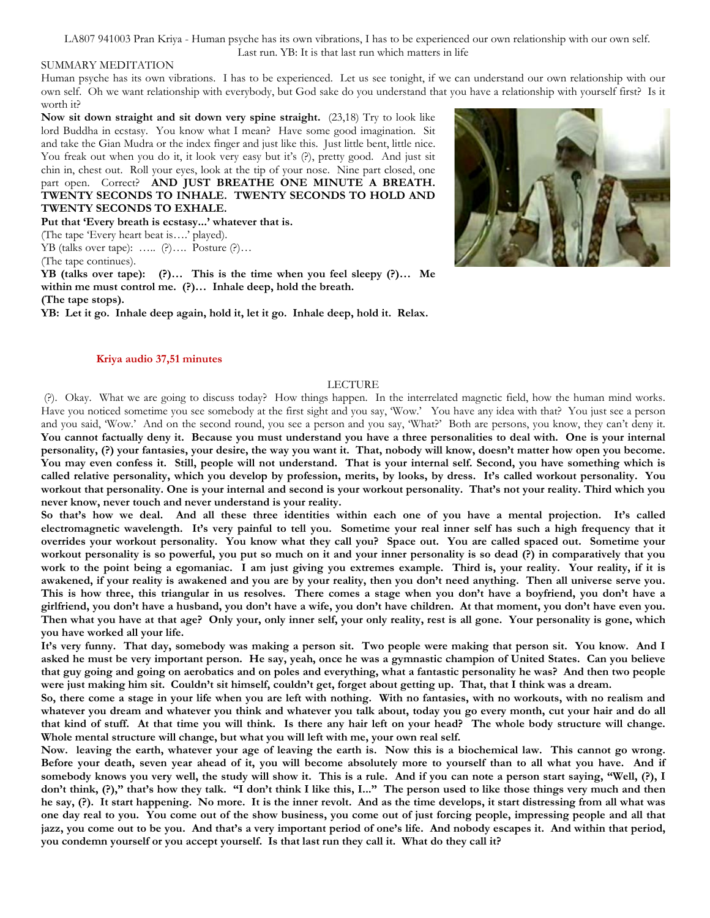LA807 941003 Pran Kriya - Human psyche has its own vibrations, I has to be experienced our own relationship with our own self. Last run. YB: It is that last run which matters in life

SUMMARY MEDITATION

Human psyche has its own vibrations. I has to be experienced. Let us see tonight, if we can understand our own relationship with our own self. Oh we want relationship with everybody, but God sake do you understand that you have a relationship with yourself first? Is it worth it?

**Now sit down straight and sit down very spine straight.** (23,18) Try to look like lord Buddha in ecstasy. You know what I mean? Have some good imagination. Sit and take the Gian Mudra or the index finger and just like this. Just little bent, little nice. You freak out when you do it, it look very easy but it's (?), pretty good. And just sit chin in, chest out. Roll your eyes, look at the tip of your nose. Nine part closed, one part open. Correct? **AND JUST BREATHE ONE MINUTE A BREATH. TWENTY SECONDS TO INHALE. TWENTY SECONDS TO HOLD AND TWENTY SECONDS TO EXHALE.**

**Put that 'Every breath is ecstasy...' whatever that is.**

(The tape 'Every heart beat is….' played).

YB (talks over tape): ….. (?)…. Posture (?)…

(The tape continues).

**YB (talks over tape): (?)… This is the time when you feel sleepy (?)… Me within me must control me. (?)… Inhale deep, hold the breath.**

**(The tape stops).**

**YB: Let it go. Inhale deep again, hold it, let it go. Inhale deep, hold it. Relax.**

**Kriya audio 37,51 minutes**

LECTURE

(?). Okay. What we are going to discuss today? How things happen. In the interrelated magnetic field, how the human mind works. Have you noticed sometime you see somebody at the first sight and you say, 'Wow.' You have any idea with that? You just see a person and you said, 'Wow.' And on the second round, you see a person and you say, 'What?' Both are persons, you know, they can't deny it. **You cannot factually deny it. Because you must understand you have a three personalities to deal with. One is your internal personality, (?) your fantasies, your desire, the way you want it. That, nobody will know, doesn't matter how open you become. You may even confess it. Still, people will not understand. That is your internal self. Second, you have something which is called relative personality, which you develop by profession, merits, by looks, by dress. It's called workout personality. You workout that personality. One is your internal and second is your workout personality. That's not your reality. Third which you never know, never touch and never understand is your reality.**

**So that's how we deal. And all these three identities within each one of you have a mental projection. It's called electromagnetic wavelength. It's very painful to tell you. Sometime your real inner self has such a high frequency that it overrides your workout personality. You know what they call you? Space out. You are called spaced out. Sometime your workout personality is so powerful, you put so much on it and your inner personality is so dead (?) in comparatively that you work to the point being a egomaniac. I am just giving you extremes example. Third is, your reality. Your reality, if it is awakened, if your reality is awakened and you are by your reality, then you don't need anything. Then all universe serve you. This is how three, this triangular in us resolves. There comes a stage when you don't have a boyfriend, you don't have a girlfriend, you don't have a husband, you don't have a wife, you don't have children. At that moment, you don't have even you. Then what you have at that age? Only your, only inner self, your only reality, rest is all gone. Your personality is gone, which you have worked all your life.**

**It's very funny. That day, somebody was making a person sit. Two people were making that person sit. You know. And I asked he must be very important person. He say, yeah, once he was a gymnastic champion of United States. Can you believe that guy going and going and on aerobatics and on poles and everything, what a fantastic personality he was? And then two people were just making him sit. Couldn't sit himself, couldn't get, forget about getting up. That, that I think was a dream.**

**So, there come a stage in your life when you are left with nothing. With no fantasies, with no workouts, with no realism and whatever you dream and whatever you think and whatever you talk about, today you go every month, cut your hair and do all that kind of stuff. At that time you will think. Is there any hair left on your head? The whole body structure will change. Whole mental structure will change, but what you will left with me, your own real self.**

**Now. leaving the earth, whatever your age of leaving the earth is. Now this is a biochemical law. This cannot go wrong. Before your death, seven year ahead of it, you will become absolutely more to yourself than to all what you have. And if somebody knows you very well, the study will show it. This is a rule. And if you can note a person start saying, "Well, (?), I don't think, (?)," that's how they talk. "I don't think I like this, I..." The person used to like those things very much and then he say, (?). It start happening. No more. It is the inner revolt. And as the time develops, it start distressing from all what was one day real to you. You come out of the show business, you come out of just forcing people, impressing people and all that jazz, you come out to be you. And that's a very important period of one's life. And nobody escapes it. And within that period, you condemn yourself or you accept yourself. Is that last run they call it. What do they call it?**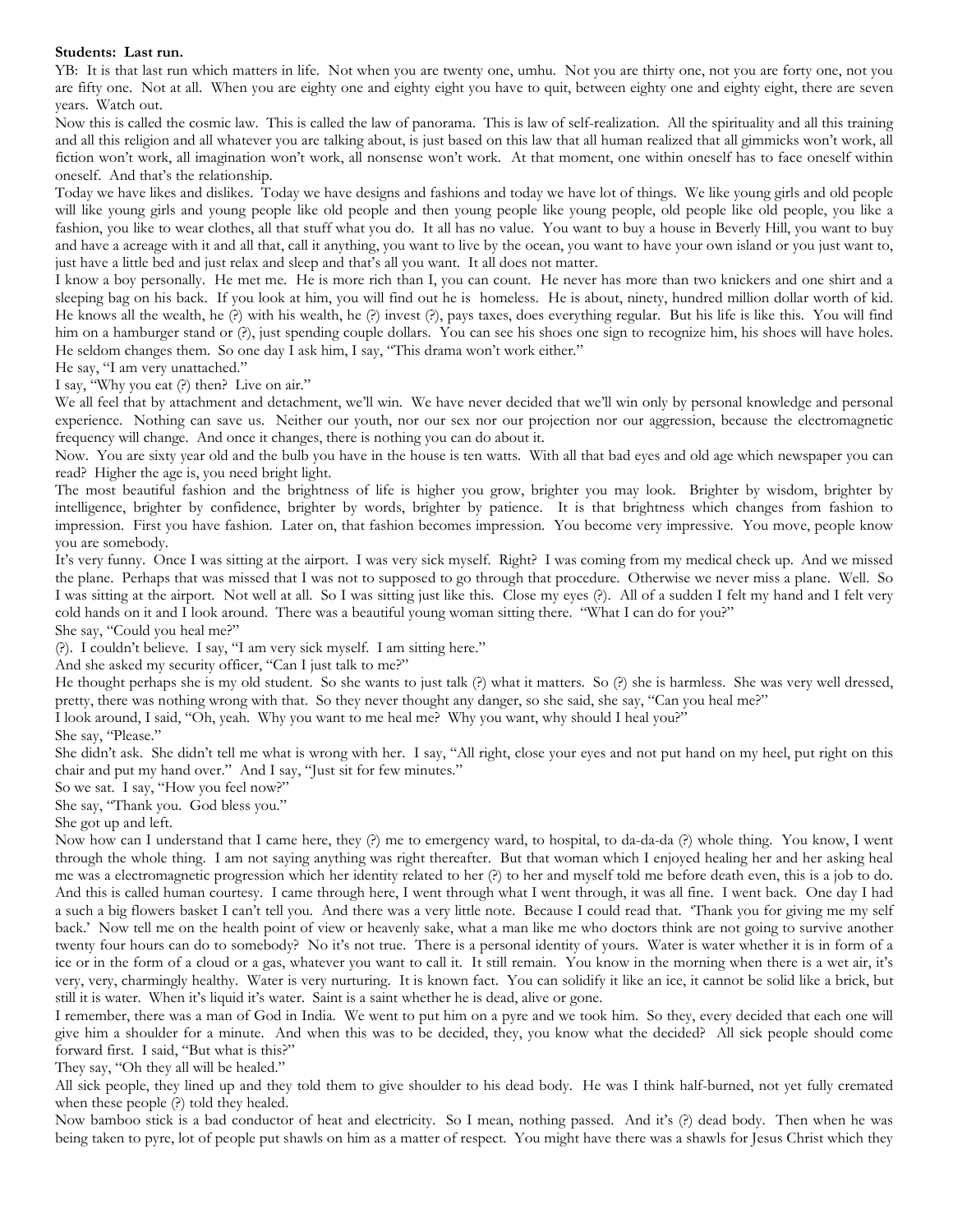**Students: Last run.**

YB: It is that last run which matters in life. Not when you are twenty one, umhu. Not you are thirty one, not you are forty one, not you are fifty one. Not at all. When you are eighty one and eighty eight you have to quit, between eighty one and eighty eight, there are seven years. Watch out.

Now this is called the cosmic law. This is called the law of panorama. This is law of self-realization. All the spirituality and all this training and all this religion and all whatever you are talking about, is just based on this law that all human realized that all gimmicks won't work, all fiction won't work, all imagination won't work, all nonsense won't work. At that moment, one within oneself has to face oneself within oneself. And that's the relationship.

Today we have likes and dislikes. Today we have designs and fashions and today we have lot of things. We like young girls and old people will like young girls and young people like old people and then young people like young people, old people like old people, you like a fashion, you like to wear clothes, all that stuff what you do. It all has no value. You want to buy a house in Beverly Hill, you want to buy and have a acreage with it and all that, call it anything, you want to live by the ocean, you want to have your own island or you just want to, just have a little bed and just relax and sleep and that's all you want. It all does not matter.

I know a boy personally. He met me. He is more rich than I, you can count. He never has more than two knickers and one shirt and a sleeping bag on his back. If you look at him, you will find out he is homeless. He is about, ninety, hundred million dollar worth of kid. He knows all the wealth, he (?) with his wealth, he (?) invest (?), pays taxes, does everything regular. But his life is like this. You will find him on a hamburger stand or (?), just spending couple dollars. You can see his shoes one sign to recognize him, his shoes will have holes. He seldom changes them. So one day I ask him, I say, "This drama won't work either."

He say, "I am very unattached."

I say, "Why you eat (?) then? Live on air."

We all feel that by attachment and detachment, we'll win. We have never decided that we'll win only by personal knowledge and personal experience. Nothing can save us. Neither our youth, nor our sex nor our projection nor our aggression, because the electromagnetic frequency will change. And once it changes, there is nothing you can do about it.

Now. You are sixty year old and the bulb you have in the house is ten watts. With all that bad eyes and old age which newspaper you can read? Higher the age is, you need bright light.

The most beautiful fashion and the brightness of life is higher you grow, brighter you may look. Brighter by wisdom, brighter by intelligence, brighter by confidence, brighter by words, brighter by patience. It is that brightness which changes from fashion to impression. First you have fashion. Later on, that fashion becomes impression. You become very impressive. You move, people know you are somebody.

It's very funny. Once I was sitting at the airport. I was very sick myself. Right? I was coming from my medical check up. And we missed the plane. Perhaps that was missed that I was not to supposed to go through that procedure. Otherwise we never miss a plane. Well. So I was sitting at the airport. Not well at all. So I was sitting just like this. Close my eyes (?). All of a sudden I felt my hand and I felt very cold hands on it and I look around. There was a beautiful young woman sitting there. "What I can do for you?"

She say, "Could you heal me?"

(?). I couldn't believe. I say, "I am very sick myself. I am sitting here."

And she asked my security officer, "Can I just talk to me?"

He thought perhaps she is my old student. So she wants to just talk (?) what it matters. So (?) she is harmless. She was very well dressed, pretty, there was nothing wrong with that. So they never thought any danger, so she said, she say, "Can you heal me?"

I look around, I said, "Oh, yeah. Why you want to me heal me? Why you want, why should I heal you?"

She say, "Please."

She didn't ask. She didn't tell me what is wrong with her. I say, "All right, close your eyes and not put hand on my heel, put right on this chair and put my hand over." And I say, "Just sit for few minutes."

So we sat. I say, "How you feel now?"

She say, "Thank you. God bless you."

She got up and left.

Now how can I understand that I came here, they (?) me to emergency ward, to hospital, to da-da-da (?) whole thing. You know, I went through the whole thing. I am not saying anything was right thereafter. But that woman which I enjoyed healing her and her asking heal me was a electromagnetic progression which her identity related to her (?) to her and myself told me before death even, this is a job to do. And this is called human courtesy. I came through here, I went through what I went through, it was all fine. I went back. One day I had a such a big flowers basket I can't tell you. And there was a very little note. Because I could read that. 'Thank you for giving me my self back.' Now tell me on the health point of view or heavenly sake, what a man like me who doctors think are not going to survive another twenty four hours can do to somebody? No it's not true. There is a personal identity of yours. Water is water whether it is in form of a ice or in the form of a cloud or a gas, whatever you want to call it. It still remain. You know in the morning when there is a wet air, it's very, very, charmingly healthy. Water is very nurturing. It is known fact. You can solidify it like an ice, it cannot be solid like a brick, but still it is water. When it's liquid it's water. Saint is a saint whether he is dead, alive or gone.

I remember, there was a man of God in India. We went to put him on a pyre and we took him. So they, every decided that each one will give him a shoulder for a minute. And when this was to be decided, they, you know what the decided? All sick people should come forward first. I said, "But what is this?"

They say, "Oh they all will be healed."

All sick people, they lined up and they told them to give shoulder to his dead body. He was I think half-burned, not yet fully cremated when these people (?) told they healed.

Now bamboo stick is a bad conductor of heat and electricity. So I mean, nothing passed. And it's (?) dead body. Then when he was being taken to pyre, lot of people put shawls on him as a matter of respect. You might have there was a shawls for Jesus Christ which they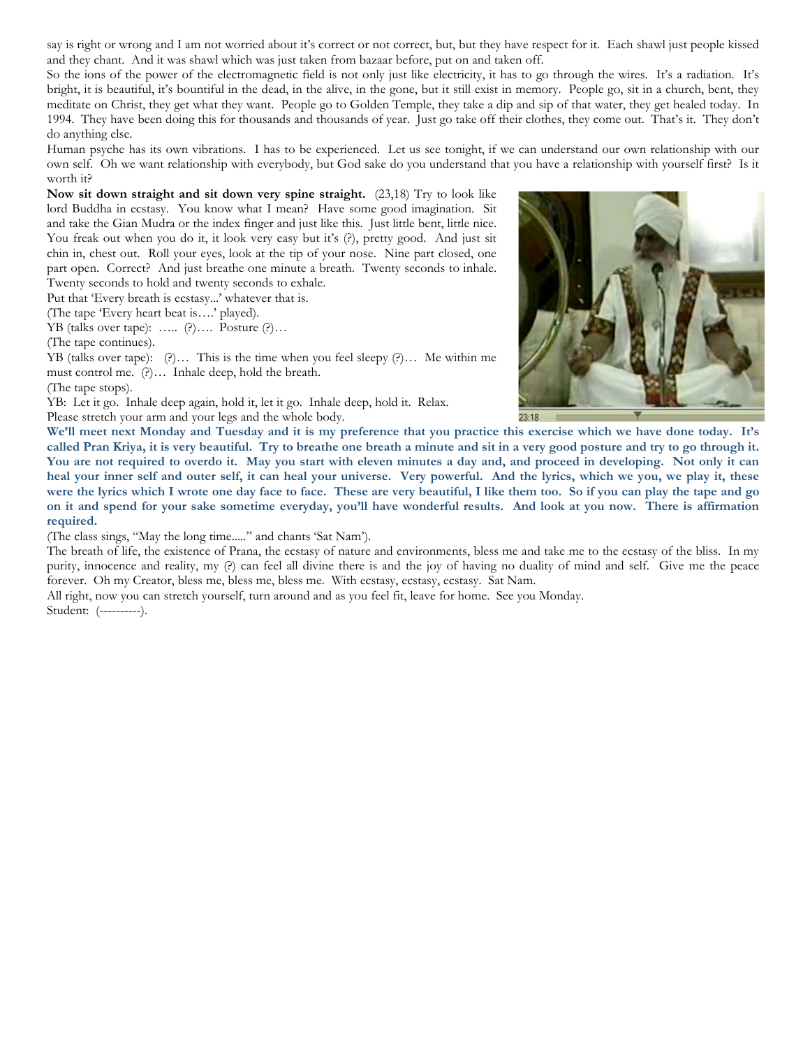say is right or wrong and I am not worried about it's correct or not correct, but, but they have respect for it. Each shawl just people kissed and they chant. And it was shawl which was just taken from bazaar before, put on and taken off.

So the ions of the power of the electromagnetic field is not only just like electricity, it has to go through the wires. It's a radiation. It's bright, it is beautiful, it's bountiful in the dead, in the alive, in the gone, but it still exist in memory. People go, sit in a church, bent, they meditate on Christ, they get what they want. People go to Golden Temple, they take a dip and sip of that water, they get healed today. In 1994. They have been doing this for thousands and thousands of year. Just go take off their clothes, they come out. That's it. They don't do anything else.

Human psyche has its own vibrations. I has to be experienced. Let us see tonight, if we can understand our own relationship with our own self. Oh we want relationship with everybody, but God sake do you understand that you have a relationship with yourself first? Is it worth it?

**Now sit down straight and sit down very spine straight.** (23,18) Try to look like lord Buddha in ecstasy. You know what I mean? Have some good imagination. Sit and take the Gian Mudra or the index finger and just like this. Just little bent, little nice. You freak out when you do it, it look very easy but it's (?), pretty good. And just sit chin in, chest out. Roll your eyes, look at the tip of your nose. Nine part closed, one part open. Correct? And just breathe one minute a breath. Twenty seconds to inhale. Twenty seconds to hold and twenty seconds to exhale.

Put that 'Every breath is ecstasy...' whatever that is.

(The tape 'Every heart beat is….' played).

YB (talks over tape): ….. (?)…. Posture (?)…

(The tape continues).

YB (talks over tape): (?)… This is the time when you feel sleepy (?)… Me within me must control me. (?)… Inhale deep, hold the breath.

(The tape stops).

YB: Let it go. Inhale deep again, hold it, let it go. Inhale deep, hold it. Relax.

Please stretch your arm and your legs and the whole body.

23:18

**We'll meet next Monday and Tuesday and it is my preference that you practice this exercise which we have done today. It's called Pran Kriya, it is very beautiful. Try to breathe one breath a minute and sit in a very good posture and try to go through it. You are not required to overdo it. May you start with eleven minutes a day and, and proceed in developing. Not only it can heal your inner self and outer self, it can heal your universe. Very powerful. And the lyrics, which we you, we play it, these were the lyrics which I wrote one day face to face. These are very beautiful, I like them too. So if you can play the tape and go on it and spend for your sake sometime everyday, you'll have wonderful results. And look at you now. There is affirmation required.**

(The class sings, "May the long time....." and chants 'Sat Nam').

The breath of life, the existence of Prana, the ecstasy of nature and environments, bless me and take me to the ecstasy of the bliss. In my purity, innocence and reality, my (?) can feel all divine there is and the joy of having no duality of mind and self. Give me the peace forever. Oh my Creator, bless me, bless me, bless me. With ecstasy, ecstasy, ecstasy. Sat Nam.

All right, now you can stretch yourself, turn around and as you feel fit, leave for home. See you Monday.

Student: (----------).